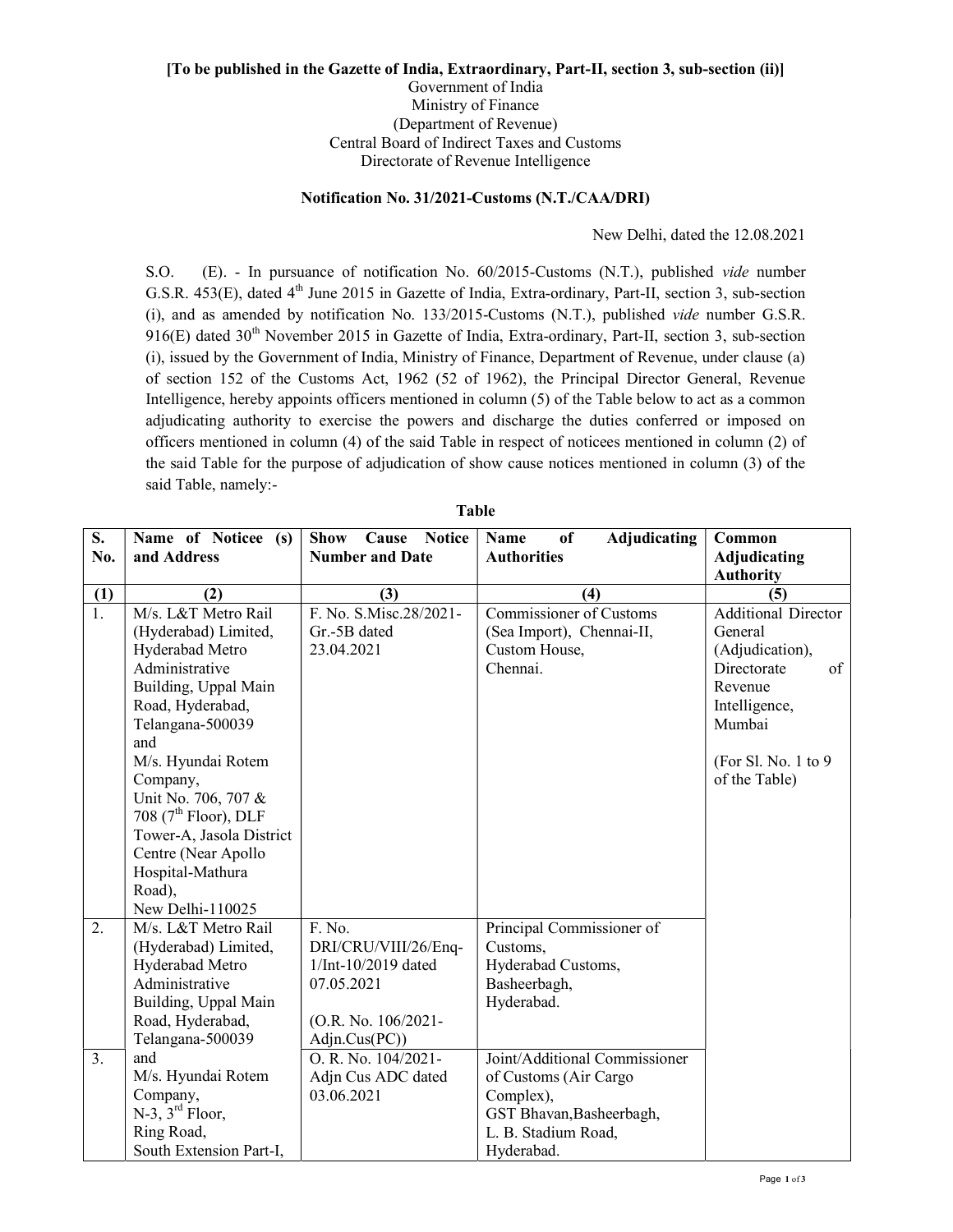**[To be published in the Gazette of India, Extraordinary, Part-II, section 3, sub-section (ii)]**

Government of India
Ministry of Finance
(Department of Revenue)
Central Board of Indirect Taxes and Customs
Directorate of Revenue Intelligence

**Notification No. 31/2021-Customs (N.T./CAA/DRI)**

New Delhi, dated the 12.08.2021

S.O. (E). - In pursuance of notification No. 60/2015-Customs (N.T.), published *vide* number G.S.R. 453(E), dated 4th June 2015 in Gazette of India, Extra-ordinary, Part-II, section 3, sub-section (i), and as amended by notification No. 133/2015-Customs (N.T.), published *vide* number G.S.R. 916(E) dated 30th November 2015 in Gazette of India, Extra-ordinary, Part-II, section 3, sub-section (i), issued by the Government of India, Ministry of Finance, Department of Revenue, under clause (a) of section 152 of the Customs Act, 1962 (52 of 1962), the Principal Director General, Revenue Intelligence, hereby appoints officers mentioned in column (5) of the Table below to act as a common adjudicating authority to exercise the powers and discharge the duties conferred or imposed on officers mentioned in column (4) of the said Table in respect of noticees mentioned in column (2) of the said Table for the purpose of adjudication of show cause notices mentioned in column (3) of the said Table, namely:-

**Table**

| S. No. | Name of Noticee (s) and Address | Show Cause Notice Number and Date | Name of Adjudicating Authorities | Common Adjudicating Authority |
|---|---|---|---|---|
| (1) | (2) | (3) | (4) | (5) |
| 1. | M/s. L&T Metro Rail (Hyderabad) Limited, Hyderabad Metro Administrative Building, Uppal Main Road, Hyderabad, Telangana-500039 and M/s. Hyundai Rotem Company, Unit No. 706, 707 & 708 (7th Floor), DLF Tower-A, Jasola District Centre (Near Apollo Hospital-Mathura Road), New Delhi-110025 | F. No. S.Misc.28/2021-Gr.-5B dated 23.04.2021 | Commissioner of Customs (Sea Import), Chennai-II, Custom House, Chennai. | Additional Director General (Adjudication), Directorate of Revenue Intelligence, Mumbai (For Sl. No. 1 to 9 of the Table) |
| 2. | M/s. L&T Metro Rail (Hyderabad) Limited, Hyderabad Metro Administrative Building, Uppal Main Road, Hyderabad, Telangana-500039 and M/s. Hyundai Rotem Company, N-3, 3rd Floor, Ring Road, South Extension Part-I, | F. No. DRI/CRU/VIII/26/Enq-1/Int-10/2019 dated 07.05.2021 (O.R. No. 106/2021-Adjn.Cus(PC)) | Principal Commissioner of Customs, Hyderabad Customs, Basheerbagh, Hyderabad. | |
| 3. | | O. R. No. 104/2021-Adjn Cus ADC dated 03.06.2021 | Joint/Additional Commissioner of Customs (Air Cargo Complex), GST Bhavan, Basheerbagh, L. B. Stadium Road, Hyderabad. | |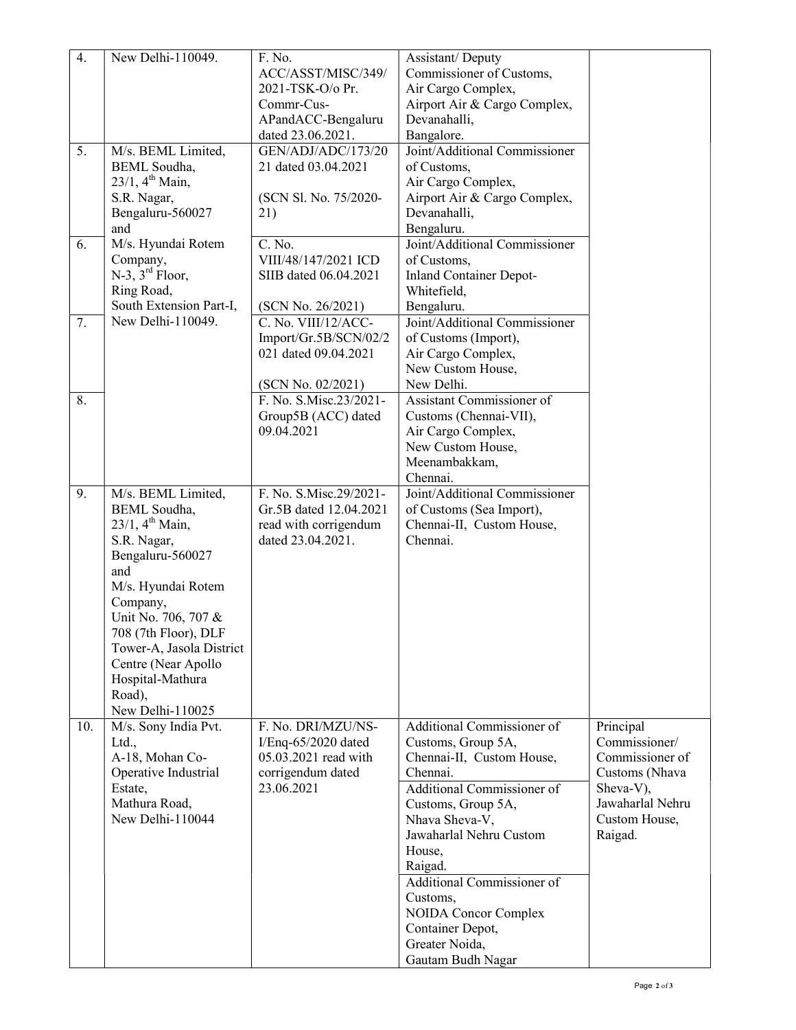| | | | | |
|---|---|---|---|---|
| 4. | New Delhi-110049. | F. No. ACC/ASST/MISC/349/ 2021-TSK-O/o Pr. Commr-Cus-APandACC-Bengaluru dated 23.06.2021. | Assistant/ Deputy Commissioner of Customs, Air Cargo Complex, Airport Air & Cargo Complex, Devanahalli, Bangalore. | |
| 5. | M/s. BEML Limited, BEML Soudha, 23/1, 4th Main, S.R. Nagar, Bengaluru-560027 and | GEN/ADJ/ADC/173/2021 dated 03.04.2021 (SCN Sl. No. 75/2020-21) | Joint/Additional Commissioner of Customs, Air Cargo Complex, Airport Air & Cargo Complex, Devanahalli, Bengaluru. | |
| 6. | M/s. Hyundai Rotem Company, N-3, 3rd Floor, Ring Road, South Extension Part-I, | C. No. VIII/48/147/2021 ICD SIIB dated 06.04.2021 (SCN No. 26/2021) | Joint/Additional Commissioner of Customs, Inland Container Depot-Whitefield, Bengaluru. | |
| 7. | New Delhi-110049. | C. No. VIII/12/ACC-Import/Gr.5B/SCN/02/2021 dated 09.04.2021 (SCN No. 02/2021) | Joint/Additional Commissioner of Customs (Import), Air Cargo Complex, New Custom House, New Delhi. | |
| 8. | | F. No. S.Misc.23/2021-Group5B (ACC) dated 09.04.2021 | Assistant Commissioner of Customs (Chennai-VII), Air Cargo Complex, New Custom House, Meenambakkam, Chennai. | |
| 9. | M/s. BEML Limited, BEML Soudha, 23/1, 4th Main, S.R. Nagar, Bengaluru-560027 and M/s. Hyundai Rotem Company, Unit No. 706, 707 & 708 (7th Floor), DLF Tower-A, Jasola District Centre (Near Apollo Hospital-Mathura Road), New Delhi-110025 | F. No. S.Misc.29/2021-Gr.5B dated 12.04.2021 read with corrigendum dated 23.04.2021. | Joint/Additional Commissioner of Customs (Sea Import), Chennai-II, Custom House, Chennai. | |
| 10. | M/s. Sony India Pvt. Ltd., A-18, Mohan Co-Operative Industrial Estate, Mathura Road, New Delhi-110044 | F. No. DRI/MZU/NS-I/Enq-65/2020 dated 05.03.2021 read with corrigendum dated 23.06.2021 | Additional Commissioner of Customs, Group 5A, Chennai-II, Custom House, Chennai. | Principal Commissioner/ Commissioner of Customs (Nhava Sheva-V), Jawaharlal Nehru Custom House, Raigad. |
| | | | Additional Commissioner of Customs, Group 5A, Nhava Sheva-V, Jawaharlal Nehru Custom House, Raigad. | |
| | | | Additional Commissioner of Customs, NOIDA Concor Complex Container Depot, Greater Noida, Gautam Budh Nagar | |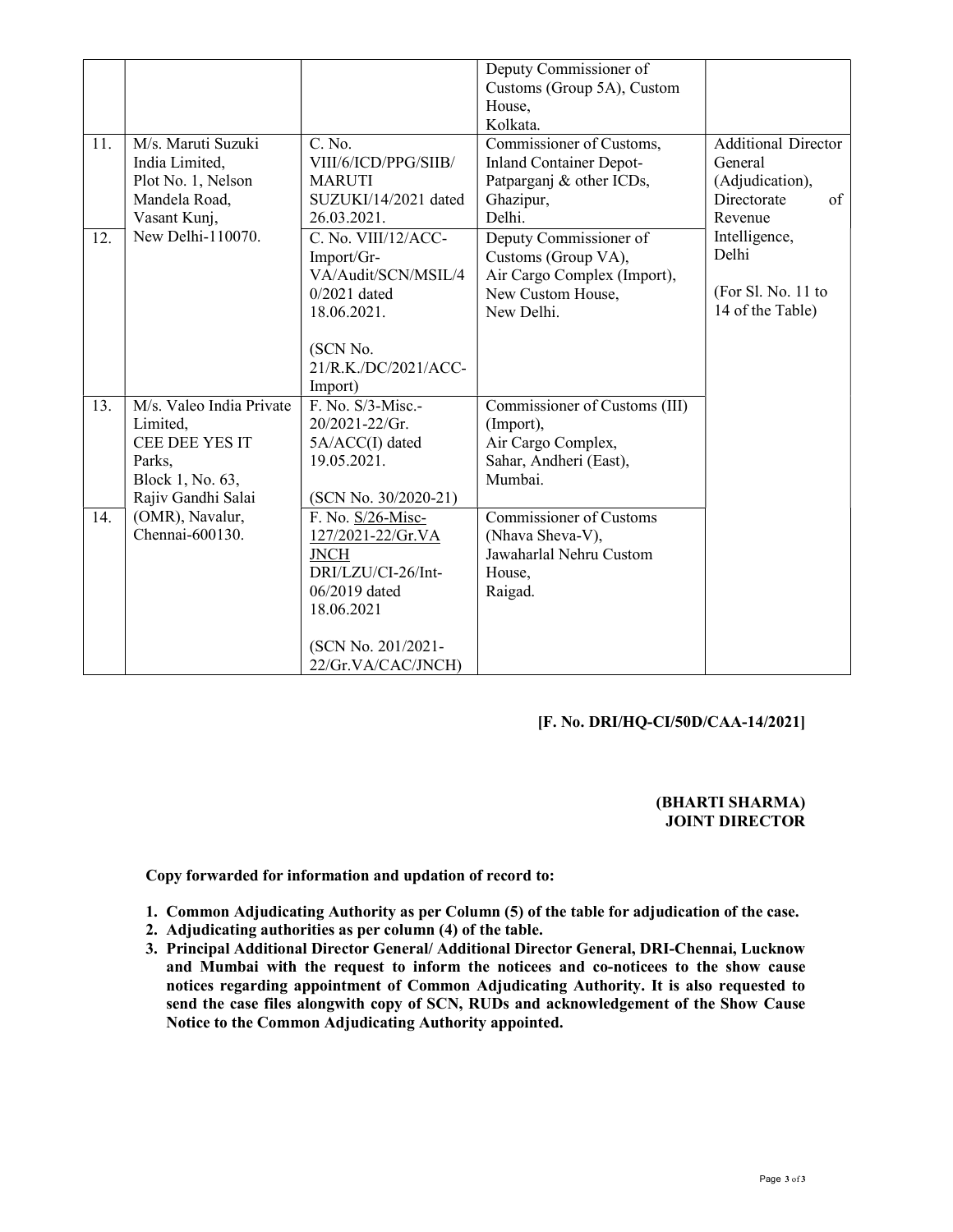| | | | | |
|---|---|---|---|---|
| | | | Deputy Commissioner of Customs (Group 5A), Custom House, Kolkata. | |
| 11. | M/s. Maruti Suzuki India Limited, Plot No. 1, Nelson Mandela Road, Vasant Kunj, New Delhi-110070. | C. No. VIII/6/ICD/PPG/SIIB/ MARUTI SUZUKI/14/2021 dated 26.03.2021. | Commissioner of Customs, Inland Container Depot-Patparganj & other ICDs, Ghazipur, Delhi. | Additional Director General (Adjudication), Directorate of Revenue Intelligence, Delhi (For Sl. No. 11 to 14 of the Table) |
| 12. | | C. No. VIII/12/ACC-Import/Gr-VA/Audit/SCN/MSIL/40/2021 dated 18.06.2021. (SCN No. 21/R.K./DC/2021/ACC-Import) | Deputy Commissioner of Customs (Group VA), Air Cargo Complex (Import), New Custom House, New Delhi. | |
| 13. | M/s. Valeo India Private Limited, CEE DEE YES IT Parks, Block 1, No. 63, Rajiv Gandhi Salai (OMR), Navalur, Chennai-600130. | F. No. S/3-Misc.-20/2021-22/Gr. 5A/ACC(I) dated 19.05.2021. (SCN No. 30/2020-21) | Commissioner of Customs (III) (Import), Air Cargo Complex, Sahar, Andheri (East), Mumbai. | |
| 14. | | F. No. S/26-Misc-127/2021-22/Gr.VA JNCH DRI/LZU/CI-26/Int-06/2019 dated 18.06.2021 (SCN No. 201/2021-22/Gr.VA/CAC/JNCH) | Commissioner of Customs (Nhava Sheva-V), Jawaharlal Nehru Custom House, Raigad. | |

**[F. No. DRI/HQ-CI/50D/CAA-14/2021]**

**(BHARTI SHARMA)**
**JOINT DIRECTOR**

**Copy forwarded for information and updation of record to:**

1. **Common Adjudicating Authority as per Column (5) of the table for adjudication of the case.**
2. **Adjudicating authorities as per column (4) of the table.**
3. **Principal Additional Director General/ Additional Director General, DRI-Chennai, Lucknow and Mumbai with the request to inform the noticees and co-noticees to the show cause notices regarding appointment of Common Adjudicating Authority. It is also requested to send the case files alongwith copy of SCN, RUDs and acknowledgement of the Show Cause Notice to the Common Adjudicating Authority appointed.**